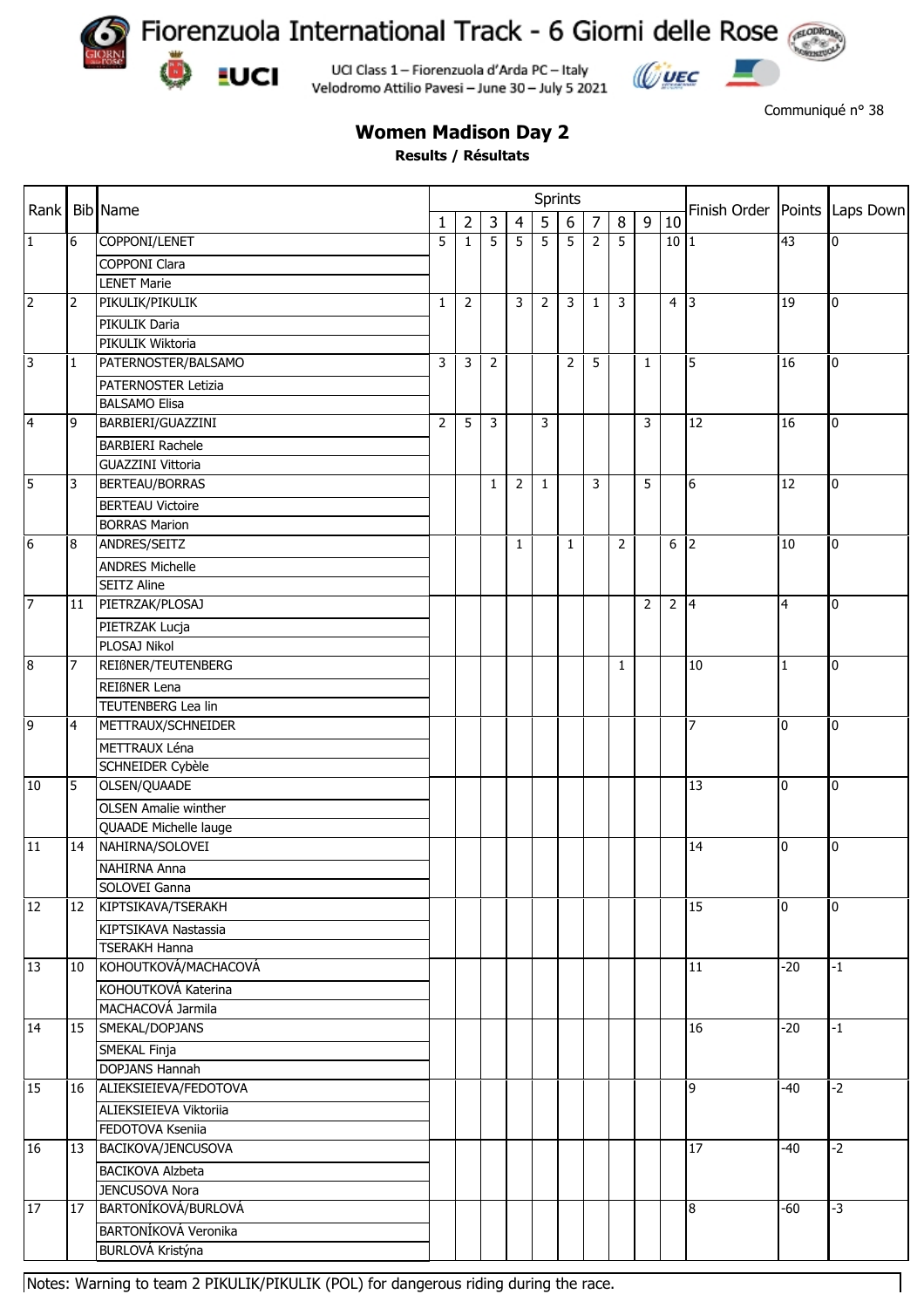Fiorenzuola International Track - 6 Giorni delle Rose

UCI Class 1 – Fiorenzuola d'Arda PC – Italy
Velodromo Attilio Pavesi – June 30 – July 5 2021

Communiqué n° 38

## Women Madison Day 2

**Results / Résultats**

| Rank | Bib | Name | Sprints 1 | 2 | 3 | 4 | 5 | 6 | 7 | 8 | 9 | 10 | Finish Order | Points | Laps Down |
|---|---|---|---|---|---|---|---|---|---|---|---|---|---|---|---|
| 1 | 6 | COPPONI/LENET<br>COPPONI Clara<br>LENET Marie | 5 | 1 | 5 | 5 | 5 | 5 | 2 | 5 | | 10 | 1 | 43 | 0 |
| 2 | 2 | PIKULIK/PIKULIK<br>PIKULIK Daria<br>PIKULIK Wiktoria | 1 | 2 | | 3 | 2 | 3 | 1 | 3 | | 4 | 3 | 19 | 0 |
| 3 | 1 | PATERNOSTER/BALSAMO<br>PATERNOSTER Letizia<br>BALSAMO Elisa | 3 | 3 | 2 | | | 2 | 5 | | 1 | | 5 | 16 | 0 |
| 4 | 9 | BARBIERI/GUAZZINI<br>BARBIERI Rachele<br>GUAZZINI Vittoria | 2 | 5 | 3 | | 3 | | | | 3 | | 12 | 16 | 0 |
| 5 | 3 | BERTEAU/BORRAS<br>BERTEAU Victoire<br>BORRAS Marion | | | 1 | 2 | 1 | | 3 | | 5 | | 6 | 12 | 0 |
| 6 | 8 | ANDRES/SEITZ<br>ANDRES Michelle<br>SEITZ Aline | | | | 1 | | 1 | | 2 | | 6 | 2 | 10 | 0 |
| 7 | 11 | PIETRZAK/PLOSAJ<br>PIETRZAK Lucja<br>PLOSAJ Nikol | | | | | | | | | 2 | 2 | 4 | 4 | 0 |
| 8 | 7 | REIßNER/TEUTENBERG<br>REIßNER Lena<br>TEUTENBERG Lea lin | | | | | | | | 1 | | | 10 | 1 | 0 |
| 9 | 4 | METTRAUX/SCHNEIDER<br>METTRAUX Léna<br>SCHNEIDER Cybèle | | | | | | | | | | | 7 | 0 | 0 |
| 10 | 5 | OLSEN/QUAADE<br>OLSEN Amalie winther<br>QUAADE Michelle lauge | | | | | | | | | | | 13 | 0 | 0 |
| 11 | 14 | NAHIRNA/SOLOVEI<br>NAHIRNA Anna<br>SOLOVEI Ganna | | | | | | | | | | | 14 | 0 | 0 |
| 12 | 12 | KIPTSIKAVA/TSERAKH<br>KIPTSIKAVA Nastassia<br>TSERAKH Hanna | | | | | | | | | | | 15 | 0 | 0 |
| 13 | 10 | KOHOUTKOVÁ/MACHACOVÁ<br>KOHOUTKOVÁ Katerina<br>MACHACOVÁ Jarmila | | | | | | | | | | | 11 | -20 | -1 |
| 14 | 15 | SMEKAL/DOPJANS<br>SMEKAL Finja<br>DOPJANS Hannah | | | | | | | | | | | 16 | -20 | -1 |
| 15 | 16 | ALIEKSIEIEVA/FEDOTOVA<br>ALIEKSIEIEVA Viktoriia<br>FEDOTOVA Kseniia | | | | | | | | | | | 9 | -40 | -2 |
| 16 | 13 | BACIKOVA/JENCUSOVA<br>BACIKOVA Alzbeta<br>JENCUSOVA Nora | | | | | | | | | | | 17 | -40 | -2 |
| 17 | 17 | BARTONÍKOVÁ/BURLOVÁ<br>BARTONÍKOVÁ Veronika<br>BURLOVÁ Kristýna | | | | | | | | | | | 8 | -60 | -3 |

Notes: Warning to team 2 PIKULIK/PIKULIK (POL) for dangerous riding during the race.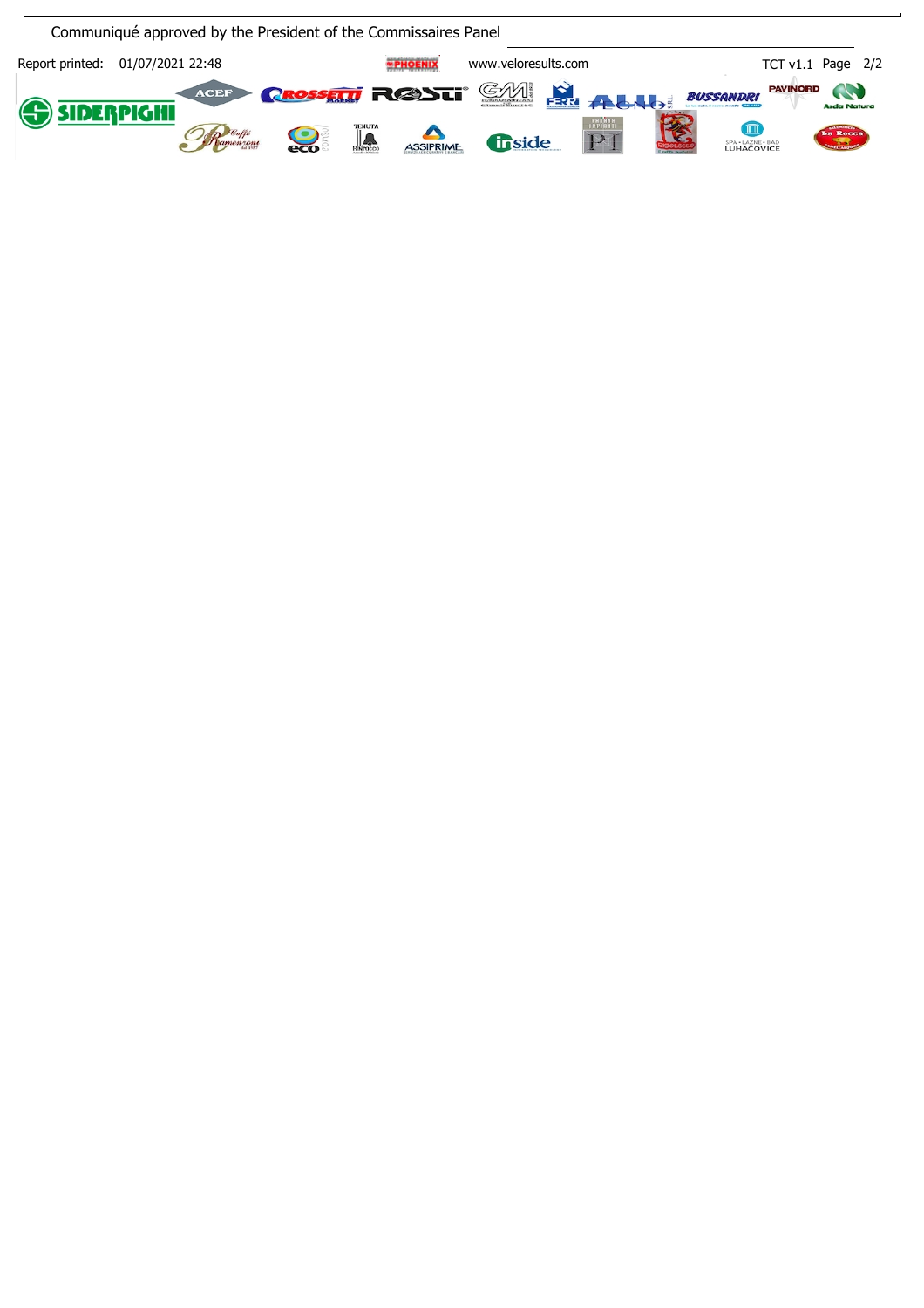Communiqué approved by the President of the Commissaires Panel

Report printed: 01/07/2021 22:48

www.veloresults.com

TCT v1.1